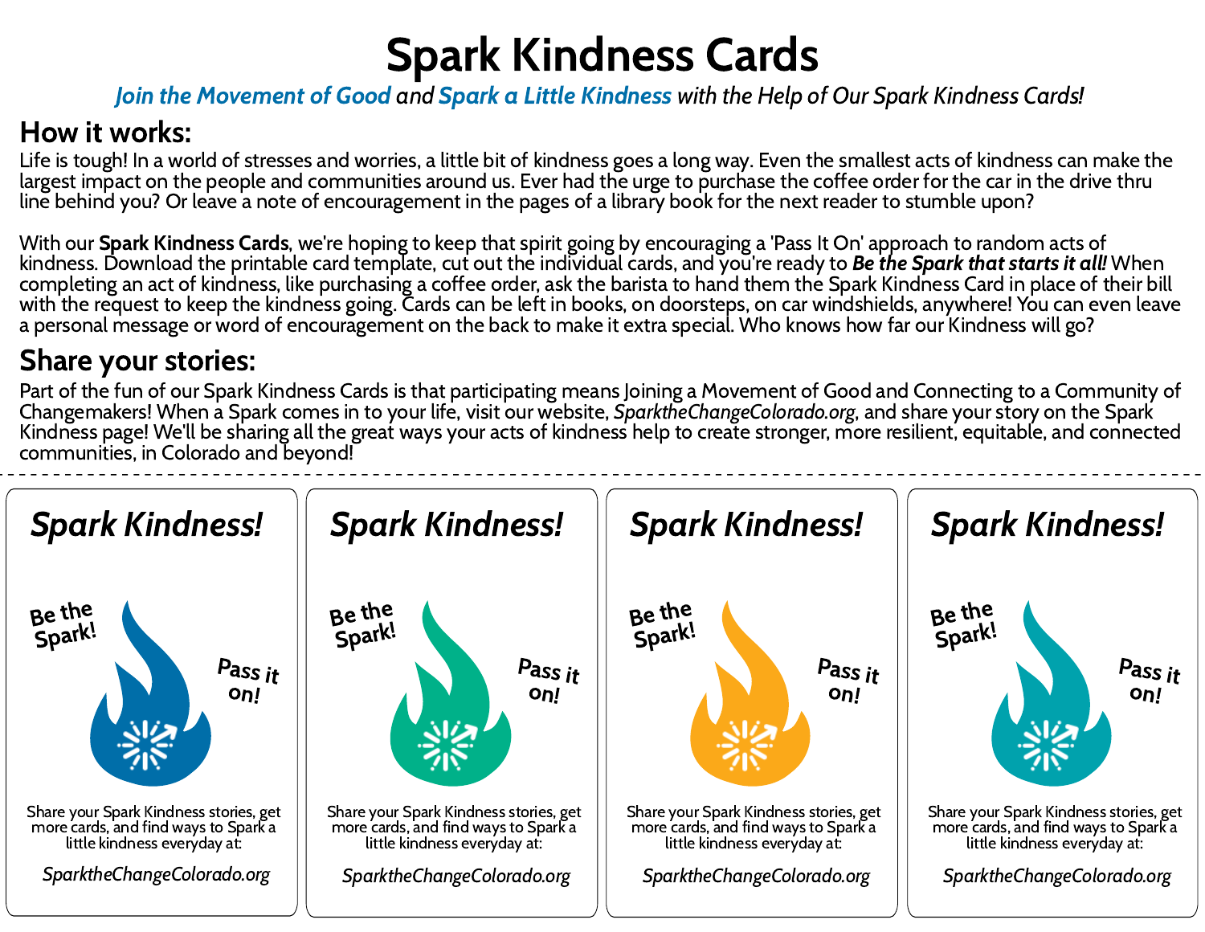# Spark Kindness Cards

*Join the Movement of Good and Spark a Little Kindness with the Help of Our Spark Kindness Cards!*

## How it works:

Life is tough! In a world of stresses and worries, a little bit of kindness goes a long way. Even the smallest acts of kindness can make the largest impact on the people and communities around us. Ever had the urge to purchase the coffee order for the car in the drive thru line behind you? Or leave a note of encouragement in the pages of a library book for the next reader to stumble upon?

With our **Spark Kindness Cards**, we're hoping to keep that spirit going by encouraging a 'Pass It On' approach to random acts of kindness. Download the printable card template, cut out the individual cards, and you're ready to ***Be the Spark that starts it all!*** When completing an act of kindness, like purchasing a coffee order, ask the barista to hand them the Spark Kindness Card in place of their bill with the request to keep the kindness going. Cards can be left in books, on doorsteps, on car windshields, anywhere! You can even leave a personal message or word of encouragement on the back to make it extra special. Who knows how far our Kindness will go?

## Share your stories:

Part of the fun of our Spark Kindness Cards is that participating means Joining a Movement of Good and Connecting to a Community of Changemakers! When a Spark comes in to your life, visit our website, *SparktheChangeColorado.org*, and share your story on the Spark Kindness page! We'll be sharing all the great ways your acts of kindness help to create stronger, more resilient, equitable, and connected communities, in Colorado and beyond!

---

***Spark Kindness!***

Be the Spark! Pass it on!

Share your Spark Kindness stories, get more cards, and find ways to Spark a little kindness everyday at:

*SparktheChangeColorado.org*

***Spark Kindness!***

Be the Spark! Pass it on!

Share your Spark Kindness stories, get more cards, and find ways to Spark a little kindness everyday at:

*SparktheChangeColorado.org*

***Spark Kindness!***

Be the Spark! Pass it on!

Share your Spark Kindness stories, get more cards, and find ways to Spark a little kindness everyday at:

*SparktheChangeColorado.org*

***Spark Kindness!***

Be the Spark! Pass it on!

Share your Spark Kindness stories, get more cards, and find ways to Spark a little kindness everyday at:

*SparktheChangeColorado.org*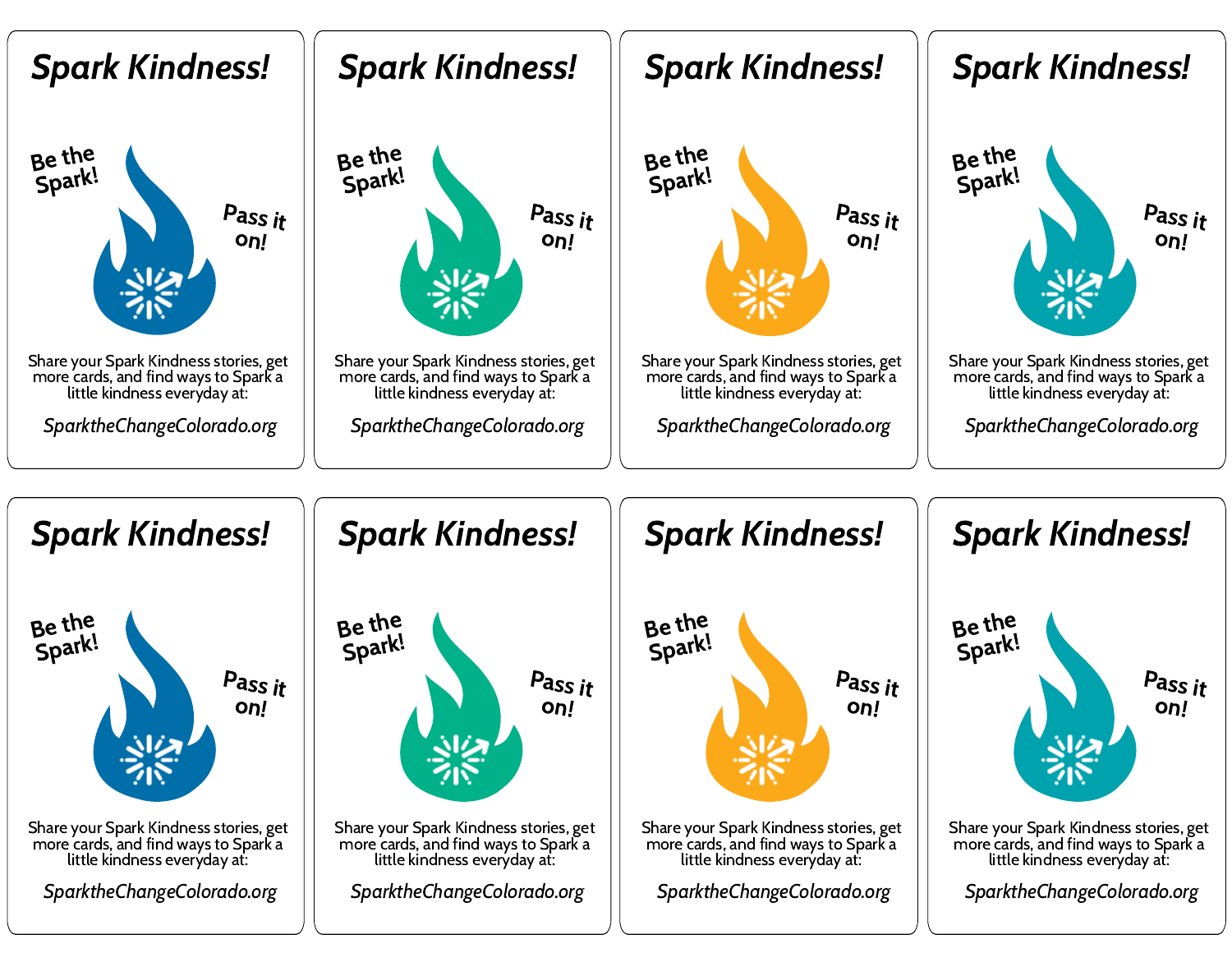## Spark Kindness!

Be the Spark!

Pass it on!

Share your Spark Kindness stories, get more cards, and find ways to Spark a little kindness everyday at:

*SparktheChangeColorado.org*

## Spark Kindness!

Be the Spark!

Pass it on!

Share your Spark Kindness stories, get more cards, and find ways to Spark a little kindness everyday at:

*SparktheChangeColorado.org*

## Spark Kindness!

Be the Spark!

Pass it on!

Share your Spark Kindness stories, get more cards, and find ways to Spark a little kindness everyday at:

*SparktheChangeColorado.org*

## Spark Kindness!

Be the Spark!

Pass it on!

Share your Spark Kindness stories, get more cards, and find ways to Spark a little kindness everyday at:

*SparktheChangeColorado.org*

## Spark Kindness!

Be the Spark!

Pass it on!

Share your Spark Kindness stories, get more cards, and find ways to Spark a little kindness everyday at:

*SparktheChangeColorado.org*

## Spark Kindness!

Be the Spark!

Pass it on!

Share your Spark Kindness stories, get more cards, and find ways to Spark a little kindness everyday at:

*SparktheChangeColorado.org*

## Spark Kindness!

Be the Spark!

Pass it on!

Share your Spark Kindness stories, get more cards, and find ways to Spark a little kindness everyday at:

*SparktheChangeColorado.org*

## Spark Kindness!

Be the Spark!

Pass it on!

Share your Spark Kindness stories, get more cards, and find ways to Spark a little kindness everyday at:

*SparktheChangeColorado.org*